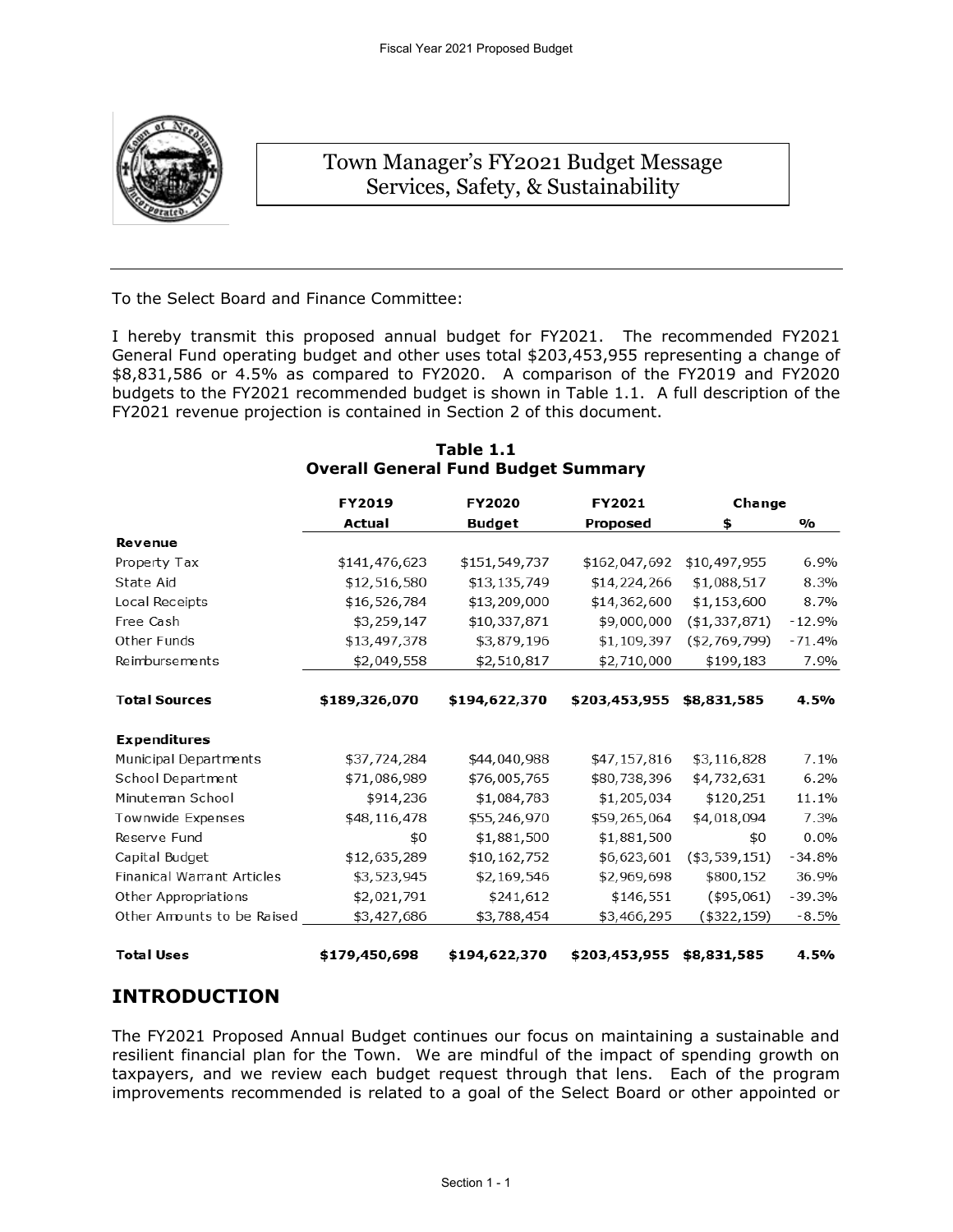# Town Manager's FY2021 Budget Message
## Services, Safety, & Sustainability

To the Select Board and Finance Committee:

I hereby transmit this proposed annual budget for FY2021. The recommended FY2021 General Fund operating budget and other uses total $203,453,955 representing a change of $8,831,586 or 4.5% as compared to FY2020. A comparison of the FY2019 and FY2020 budgets to the FY2021 recommended budget is shown in Table 1.1. A full description of the FY2021 revenue projection is contained in Section 2 of this document.

**Table 1.1**
**Overall General Fund Budget Summary**

| | FY2019 | FY2020 | FY2021 | Change | |
|---|---|---|---|---|---|
| | **Actual** | **Budget** | **Proposed** | **$** | **%** |
| **Revenue** | | | | | |
| Property Tax | $141,476,623 | $151,549,737 | $162,047,692 | $10,497,955 | 6.9% |
| State Aid | $12,516,580 | $13,135,749 | $14,224,266 | $1,088,517 | 8.3% |
| Local Receipts | $16,526,784 | $13,209,000 | $14,362,600 | $1,153,600 | 8.7% |
| Free Cash | $3,259,147 | $10,337,871 | $9,000,000 | ($1,337,871) | -12.9% |
| Other Funds | $13,497,378 | $3,879,196 | $1,109,397 | ($2,769,799) | -71.4% |
| Reimbursements | $2,049,558 | $2,510,817 | $2,710,000 | $199,183 | 7.9% |
| **Total Sources** | **$189,326,070** | **$194,622,370** | **$203,453,955** | **$8,831,585** | **4.5%** |
| **Expenditures** | | | | | |
| Municipal Departments | $37,724,284 | $44,040,988 | $47,157,816 | $3,116,828 | 7.1% |
| School Department | $71,086,989 | $76,005,765 | $80,738,396 | $4,732,631 | 6.2% |
| Minuteman School | $914,236 | $1,084,783 | $1,205,034 | $120,251 | 11.1% |
| Townwide Expenses | $48,116,478 | $55,246,970 | $59,265,064 | $4,018,094 | 7.3% |
| Reserve Fund | $0 | $1,881,500 | $1,881,500 | $0 | 0.0% |
| Capital Budget | $12,635,289 | $10,162,752 | $6,623,601 | ($3,539,151) | -34.8% |
| Finanical Warrant Articles | $3,523,945 | $2,169,546 | $2,969,698 | $800,152 | 36.9% |
| Other Appropriations | $2,021,791 | $241,612 | $146,551 | ($95,061) | -39.3% |
| Other Amounts to be Raised | $3,427,686 | $3,788,454 | $3,466,295 | ($322,159) | -8.5% |
| **Total Uses** | **$179,450,698** | **$194,622,370** | **$203,453,955** | **$8,831,585** | **4.5%** |

## INTRODUCTION

The FY2021 Proposed Annual Budget continues our focus on maintaining a sustainable and resilient financial plan for the Town. We are mindful of the impact of spending growth on taxpayers, and we review each budget request through that lens. Each of the program improvements recommended is related to a goal of the Select Board or other appointed or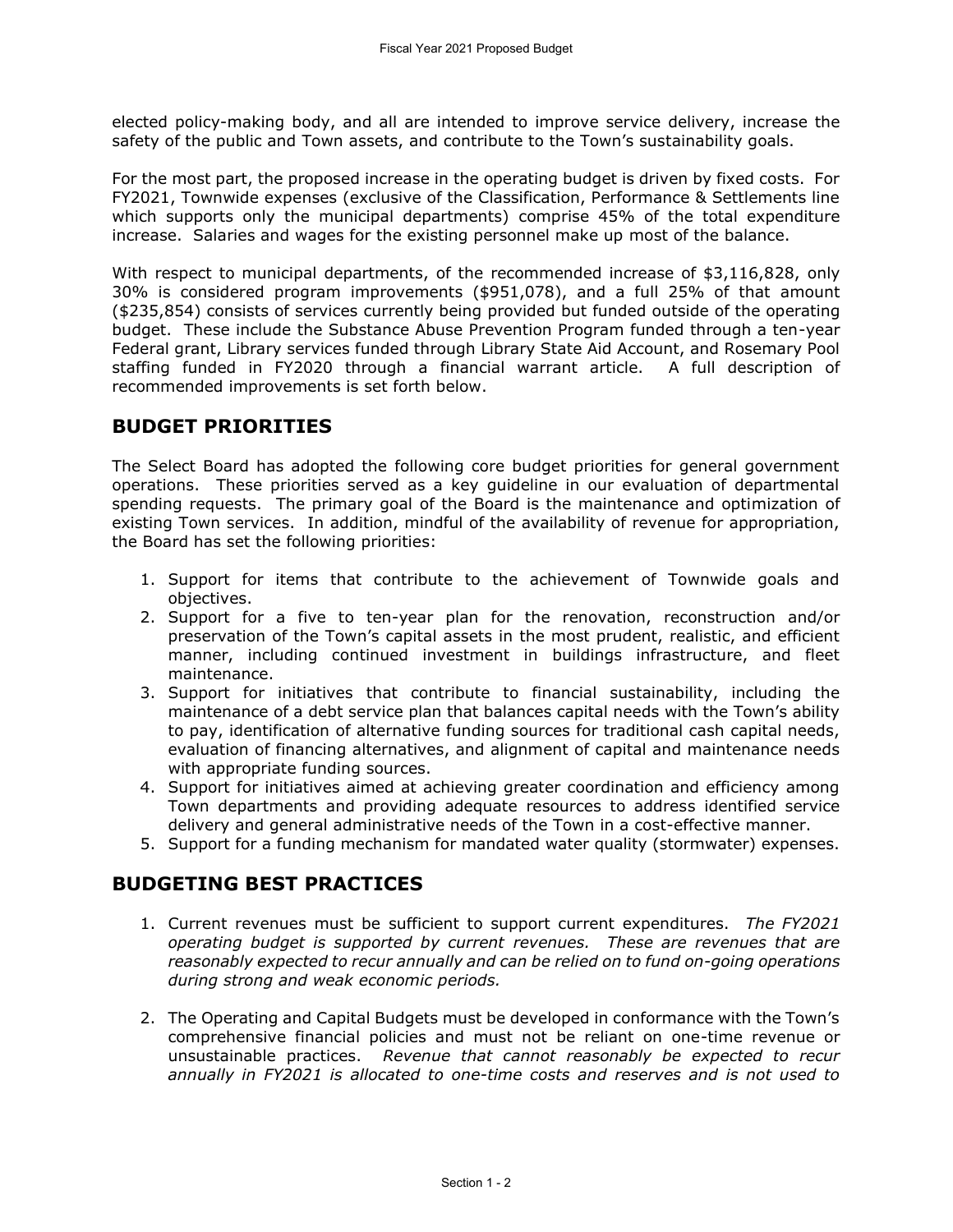elected policy-making body, and all are intended to improve service delivery, increase the safety of the public and Town assets, and contribute to the Town's sustainability goals.

For the most part, the proposed increase in the operating budget is driven by fixed costs. For FY2021, Townwide expenses (exclusive of the Classification, Performance & Settlements line which supports only the municipal departments) comprise 45% of the total expenditure increase. Salaries and wages for the existing personnel make up most of the balance.

With respect to municipal departments, of the recommended increase of $3,116,828, only 30% is considered program improvements ($951,078), and a full 25% of that amount ($235,854) consists of services currently being provided but funded outside of the operating budget. These include the Substance Abuse Prevention Program funded through a ten-year Federal grant, Library services funded through Library State Aid Account, and Rosemary Pool staffing funded in FY2020 through a financial warrant article. A full description of recommended improvements is set forth below.

## BUDGET PRIORITIES

The Select Board has adopted the following core budget priorities for general government operations. These priorities served as a key guideline in our evaluation of departmental spending requests. The primary goal of the Board is the maintenance and optimization of existing Town services. In addition, mindful of the availability of revenue for appropriation, the Board has set the following priorities:

1. Support for items that contribute to the achievement of Townwide goals and objectives.
2. Support for a five to ten-year plan for the renovation, reconstruction and/or preservation of the Town's capital assets in the most prudent, realistic, and efficient manner, including continued investment in buildings infrastructure, and fleet maintenance.
3. Support for initiatives that contribute to financial sustainability, including the maintenance of a debt service plan that balances capital needs with the Town's ability to pay, identification of alternative funding sources for traditional cash capital needs, evaluation of financing alternatives, and alignment of capital and maintenance needs with appropriate funding sources.
4. Support for initiatives aimed at achieving greater coordination and efficiency among Town departments and providing adequate resources to address identified service delivery and general administrative needs of the Town in a cost-effective manner.
5. Support for a funding mechanism for mandated water quality (stormwater) expenses.

## BUDGETING BEST PRACTICES

1. Current revenues must be sufficient to support current expenditures. *The FY2021 operating budget is supported by current revenues. These are revenues that are reasonably expected to recur annually and can be relied on to fund on-going operations during strong and weak economic periods.*

2. The Operating and Capital Budgets must be developed in conformance with the Town's comprehensive financial policies and must not be reliant on one-time revenue or unsustainable practices. *Revenue that cannot reasonably be expected to recur annually in FY2021 is allocated to one-time costs and reserves and is not used to*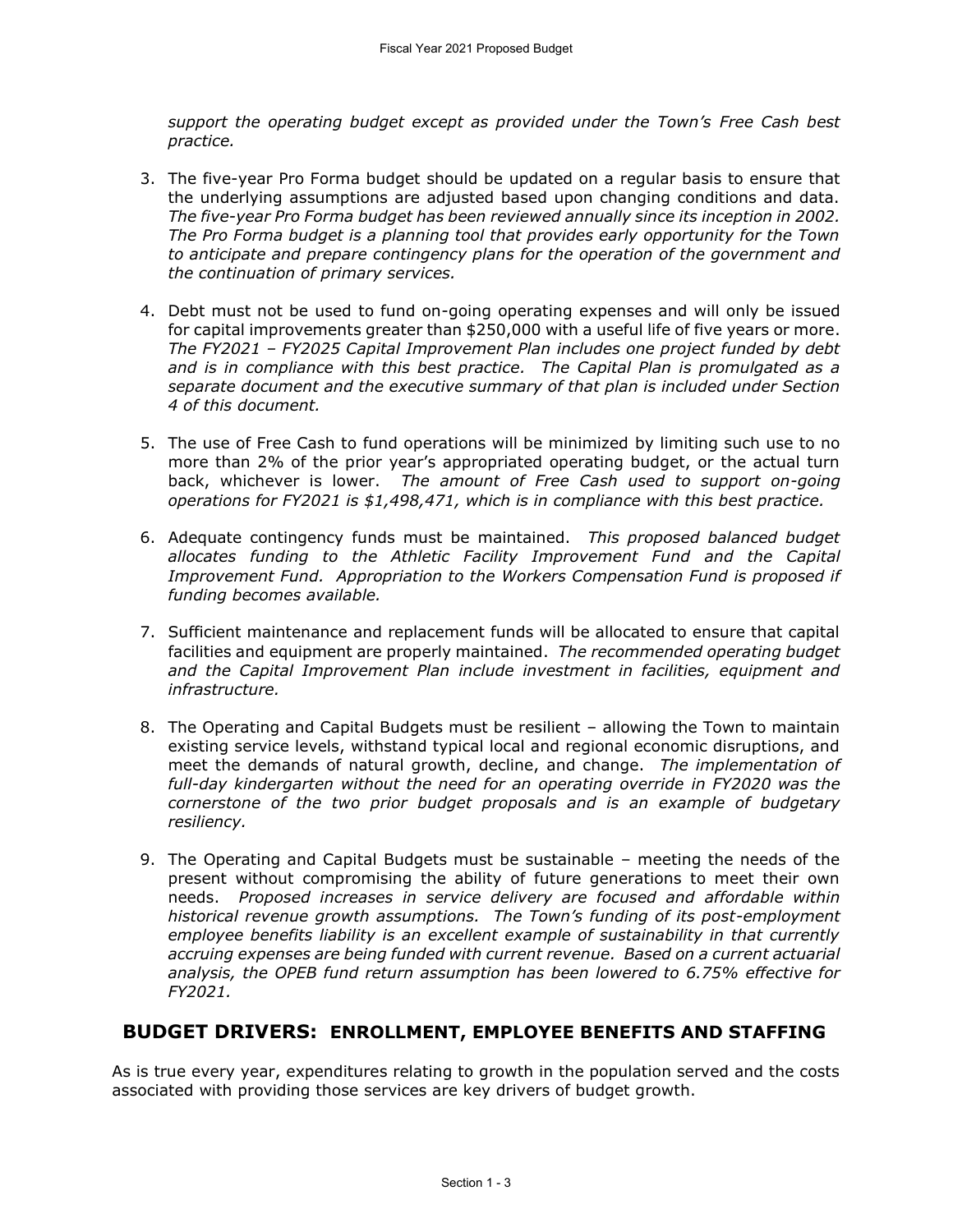*support the operating budget except as provided under the Town's Free Cash best practice.*

3. The five-year Pro Forma budget should be updated on a regular basis to ensure that the underlying assumptions are adjusted based upon changing conditions and data. *The five-year Pro Forma budget has been reviewed annually since its inception in 2002. The Pro Forma budget is a planning tool that provides early opportunity for the Town to anticipate and prepare contingency plans for the operation of the government and the continuation of primary services.*

4. Debt must not be used to fund on-going operating expenses and will only be issued for capital improvements greater than $250,000 with a useful life of five years or more. *The FY2021 – FY2025 Capital Improvement Plan includes one project funded by debt and is in compliance with this best practice. The Capital Plan is promulgated as a separate document and the executive summary of that plan is included under Section 4 of this document.*

5. The use of Free Cash to fund operations will be minimized by limiting such use to no more than 2% of the prior year's appropriated operating budget, or the actual turn back, whichever is lower. *The amount of Free Cash used to support on-going operations for FY2021 is $1,498,471, which is in compliance with this best practice.*

6. Adequate contingency funds must be maintained. *This proposed balanced budget allocates funding to the Athletic Facility Improvement Fund and the Capital Improvement Fund. Appropriation to the Workers Compensation Fund is proposed if funding becomes available.*

7. Sufficient maintenance and replacement funds will be allocated to ensure that capital facilities and equipment are properly maintained. *The recommended operating budget and the Capital Improvement Plan include investment in facilities, equipment and infrastructure.*

8. The Operating and Capital Budgets must be resilient – allowing the Town to maintain existing service levels, withstand typical local and regional economic disruptions, and meet the demands of natural growth, decline, and change. *The implementation of full-day kindergarten without the need for an operating override in FY2020 was the cornerstone of the two prior budget proposals and is an example of budgetary resiliency.*

9. The Operating and Capital Budgets must be sustainable – meeting the needs of the present without compromising the ability of future generations to meet their own needs. *Proposed increases in service delivery are focused and affordable within historical revenue growth assumptions. The Town's funding of its post-employment employee benefits liability is an excellent example of sustainability in that currently accruing expenses are being funded with current revenue. Based on a current actuarial analysis, the OPEB fund return assumption has been lowered to 6.75% effective for FY2021.*

## BUDGET DRIVERS: ENROLLMENT, EMPLOYEE BENEFITS AND STAFFING

As is true every year, expenditures relating to growth in the population served and the costs associated with providing those services are key drivers of budget growth.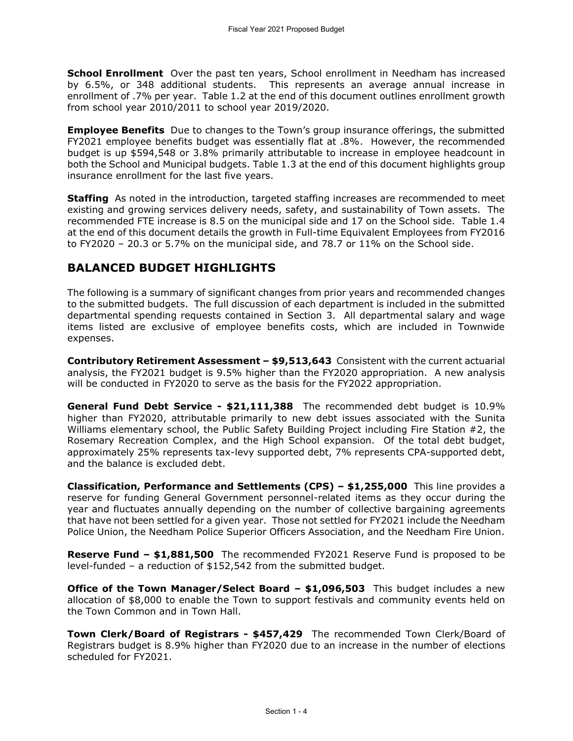**School Enrollment** Over the past ten years, School enrollment in Needham has increased by 6.5%, or 348 additional students. This represents an average annual increase in enrollment of .7% per year. Table 1.2 at the end of this document outlines enrollment growth from school year 2010/2011 to school year 2019/2020.

**Employee Benefits** Due to changes to the Town's group insurance offerings, the submitted FY2021 employee benefits budget was essentially flat at .8%. However, the recommended budget is up $594,548 or 3.8% primarily attributable to increase in employee headcount in both the School and Municipal budgets. Table 1.3 at the end of this document highlights group insurance enrollment for the last five years.

**Staffing** As noted in the introduction, targeted staffing increases are recommended to meet existing and growing services delivery needs, safety, and sustainability of Town assets. The recommended FTE increase is 8.5 on the municipal side and 17 on the School side. Table 1.4 at the end of this document details the growth in Full-time Equivalent Employees from FY2016 to FY2020 – 20.3 or 5.7% on the municipal side, and 78.7 or 11% on the School side.

## BALANCED BUDGET HIGHLIGHTS

The following is a summary of significant changes from prior years and recommended changes to the submitted budgets. The full discussion of each department is included in the submitted departmental spending requests contained in Section 3. All departmental salary and wage items listed are exclusive of employee benefits costs, which are included in Townwide expenses.

**Contributory Retirement Assessment – $9,513,643** Consistent with the current actuarial analysis, the FY2021 budget is 9.5% higher than the FY2020 appropriation. A new analysis will be conducted in FY2020 to serve as the basis for the FY2022 appropriation.

**General Fund Debt Service - $21,111,388** The recommended debt budget is 10.9% higher than FY2020, attributable primarily to new debt issues associated with the Sunita Williams elementary school, the Public Safety Building Project including Fire Station #2, the Rosemary Recreation Complex, and the High School expansion. Of the total debt budget, approximately 25% represents tax-levy supported debt, 7% represents CPA-supported debt, and the balance is excluded debt.

**Classification, Performance and Settlements (CPS) – $1,255,000** This line provides a reserve for funding General Government personnel-related items as they occur during the year and fluctuates annually depending on the number of collective bargaining agreements that have not been settled for a given year. Those not settled for FY2021 include the Needham Police Union, the Needham Police Superior Officers Association, and the Needham Fire Union.

**Reserve Fund – $1,881,500** The recommended FY2021 Reserve Fund is proposed to be level-funded – a reduction of $152,542 from the submitted budget.

**Office of the Town Manager/Select Board – $1,096,503** This budget includes a new allocation of $8,000 to enable the Town to support festivals and community events held on the Town Common and in Town Hall.

**Town Clerk/Board of Registrars - $457,429** The recommended Town Clerk/Board of Registrars budget is 8.9% higher than FY2020 due to an increase in the number of elections scheduled for FY2021.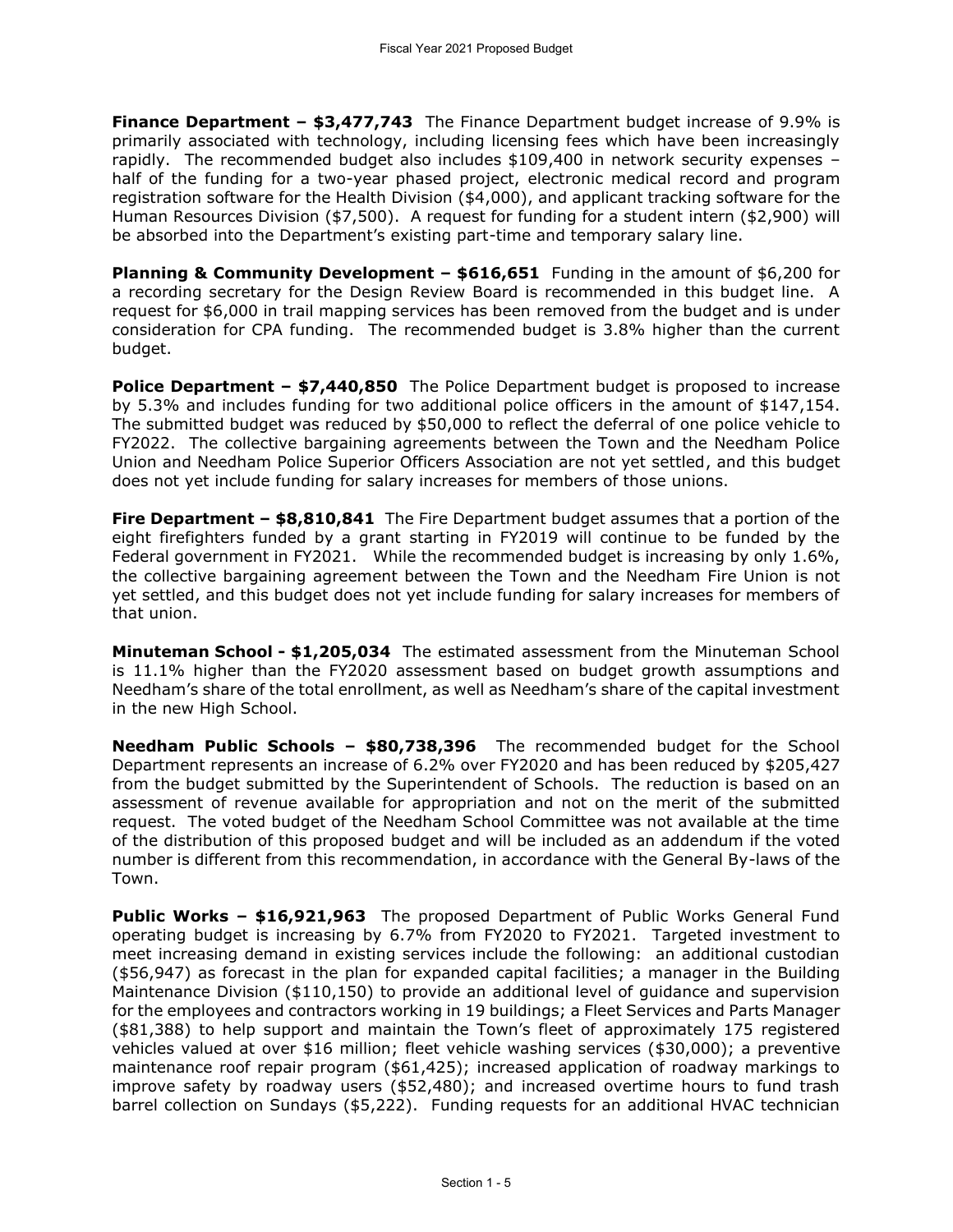**Finance Department – $3,477,743** The Finance Department budget increase of 9.9% is primarily associated with technology, including licensing fees which have been increasingly rapidly. The recommended budget also includes $109,400 in network security expenses – half of the funding for a two-year phased project, electronic medical record and program registration software for the Health Division ($4,000), and applicant tracking software for the Human Resources Division ($7,500). A request for funding for a student intern ($2,900) will be absorbed into the Department's existing part-time and temporary salary line.

**Planning & Community Development – $616,651** Funding in the amount of $6,200 for a recording secretary for the Design Review Board is recommended in this budget line. A request for $6,000 in trail mapping services has been removed from the budget and is under consideration for CPA funding. The recommended budget is 3.8% higher than the current budget.

**Police Department – $7,440,850** The Police Department budget is proposed to increase by 5.3% and includes funding for two additional police officers in the amount of $147,154. The submitted budget was reduced by $50,000 to reflect the deferral of one police vehicle to FY2022. The collective bargaining agreements between the Town and the Needham Police Union and Needham Police Superior Officers Association are not yet settled, and this budget does not yet include funding for salary increases for members of those unions.

**Fire Department – $8,810,841** The Fire Department budget assumes that a portion of the eight firefighters funded by a grant starting in FY2019 will continue to be funded by the Federal government in FY2021. While the recommended budget is increasing by only 1.6%, the collective bargaining agreement between the Town and the Needham Fire Union is not yet settled, and this budget does not yet include funding for salary increases for members of that union.

**Minuteman School - $1,205,034** The estimated assessment from the Minuteman School is 11.1% higher than the FY2020 assessment based on budget growth assumptions and Needham's share of the total enrollment, as well as Needham's share of the capital investment in the new High School.

**Needham Public Schools – $80,738,396** The recommended budget for the School Department represents an increase of 6.2% over FY2020 and has been reduced by $205,427 from the budget submitted by the Superintendent of Schools. The reduction is based on an assessment of revenue available for appropriation and not on the merit of the submitted request. The voted budget of the Needham School Committee was not available at the time of the distribution of this proposed budget and will be included as an addendum if the voted number is different from this recommendation, in accordance with the General By-laws of the Town.

**Public Works – $16,921,963** The proposed Department of Public Works General Fund operating budget is increasing by 6.7% from FY2020 to FY2021. Targeted investment to meet increasing demand in existing services include the following: an additional custodian ($56,947) as forecast in the plan for expanded capital facilities; a manager in the Building Maintenance Division ($110,150) to provide an additional level of guidance and supervision for the employees and contractors working in 19 buildings; a Fleet Services and Parts Manager ($81,388) to help support and maintain the Town's fleet of approximately 175 registered vehicles valued at over $16 million; fleet vehicle washing services ($30,000); a preventive maintenance roof repair program ($61,425); increased application of roadway markings to improve safety by roadway users ($52,480); and increased overtime hours to fund trash barrel collection on Sundays ($5,222). Funding requests for an additional HVAC technician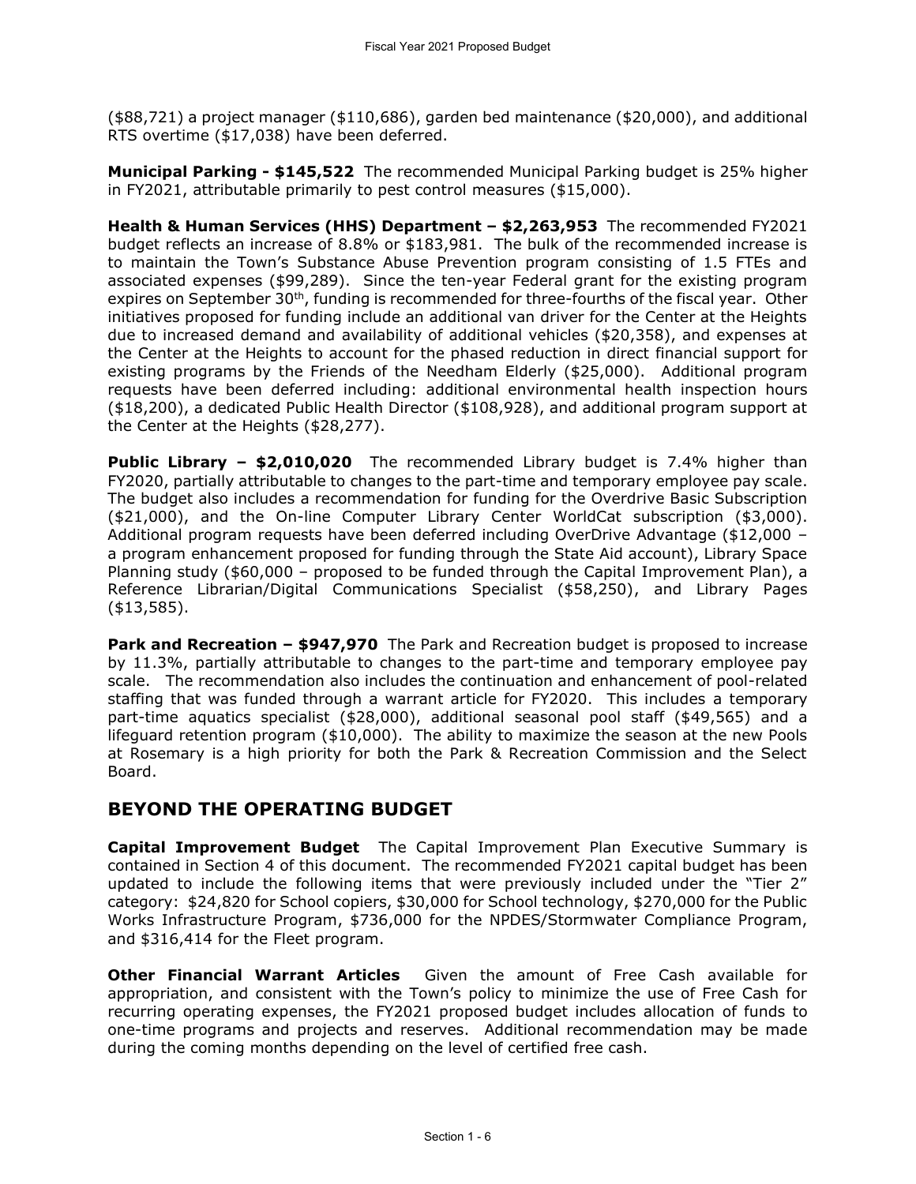($88,721) a project manager ($110,686), garden bed maintenance ($20,000), and additional RTS overtime ($17,038) have been deferred.

**Municipal Parking - $145,522** The recommended Municipal Parking budget is 25% higher in FY2021, attributable primarily to pest control measures ($15,000).

**Health & Human Services (HHS) Department – $2,263,953** The recommended FY2021 budget reflects an increase of 8.8% or $183,981. The bulk of the recommended increase is to maintain the Town's Substance Abuse Prevention program consisting of 1.5 FTEs and associated expenses ($99,289). Since the ten-year Federal grant for the existing program expires on September 30th, funding is recommended for three-fourths of the fiscal year. Other initiatives proposed for funding include an additional van driver for the Center at the Heights due to increased demand and availability of additional vehicles ($20,358), and expenses at the Center at the Heights to account for the phased reduction in direct financial support for existing programs by the Friends of the Needham Elderly ($25,000). Additional program requests have been deferred including: additional environmental health inspection hours ($18,200), a dedicated Public Health Director ($108,928), and additional program support at the Center at the Heights ($28,277).

**Public Library – $2,010,020** The recommended Library budget is 7.4% higher than FY2020, partially attributable to changes to the part-time and temporary employee pay scale. The budget also includes a recommendation for funding for the Overdrive Basic Subscription ($21,000), and the On-line Computer Library Center WorldCat subscription ($3,000). Additional program requests have been deferred including OverDrive Advantage ($12,000 – a program enhancement proposed for funding through the State Aid account), Library Space Planning study ($60,000 – proposed to be funded through the Capital Improvement Plan), a Reference Librarian/Digital Communications Specialist ($58,250), and Library Pages ($13,585).

**Park and Recreation – $947,970** The Park and Recreation budget is proposed to increase by 11.3%, partially attributable to changes to the part-time and temporary employee pay scale. The recommendation also includes the continuation and enhancement of pool-related staffing that was funded through a warrant article for FY2020. This includes a temporary part-time aquatics specialist ($28,000), additional seasonal pool staff ($49,565) and a lifeguard retention program ($10,000). The ability to maximize the season at the new Pools at Rosemary is a high priority for both the Park & Recreation Commission and the Select Board.

## BEYOND THE OPERATING BUDGET

**Capital Improvement Budget** The Capital Improvement Plan Executive Summary is contained in Section 4 of this document. The recommended FY2021 capital budget has been updated to include the following items that were previously included under the "Tier 2" category: $24,820 for School copiers, $30,000 for School technology, $270,000 for the Public Works Infrastructure Program, $736,000 for the NPDES/Stormwater Compliance Program, and $316,414 for the Fleet program.

**Other Financial Warrant Articles** Given the amount of Free Cash available for appropriation, and consistent with the Town's policy to minimize the use of Free Cash for recurring operating expenses, the FY2021 proposed budget includes allocation of funds to one-time programs and projects and reserves. Additional recommendation may be made during the coming months depending on the level of certified free cash.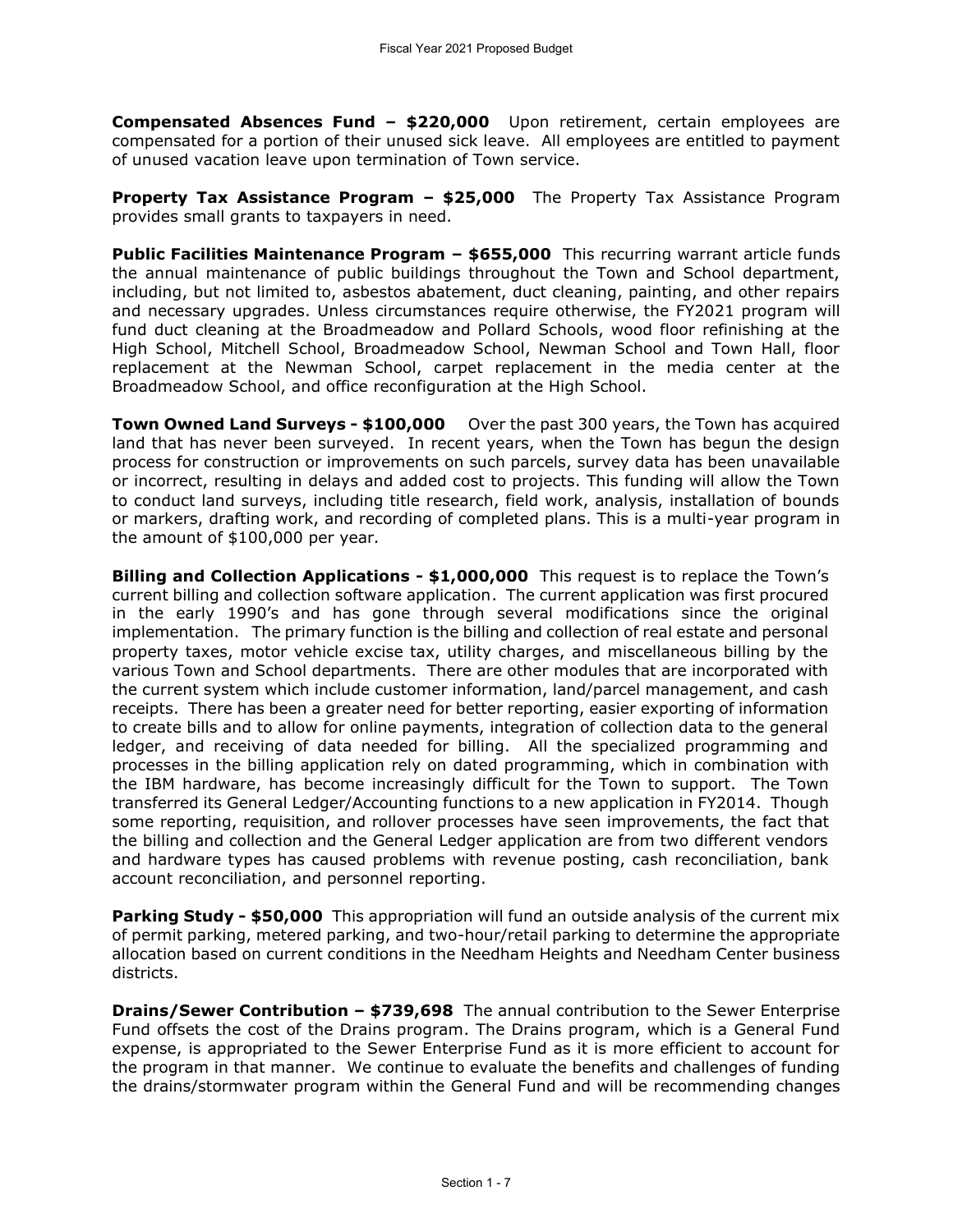**Compensated Absences Fund – $220,000** Upon retirement, certain employees are compensated for a portion of their unused sick leave. All employees are entitled to payment of unused vacation leave upon termination of Town service.

**Property Tax Assistance Program – $25,000** The Property Tax Assistance Program provides small grants to taxpayers in need.

**Public Facilities Maintenance Program – $655,000** This recurring warrant article funds the annual maintenance of public buildings throughout the Town and School department, including, but not limited to, asbestos abatement, duct cleaning, painting, and other repairs and necessary upgrades. Unless circumstances require otherwise, the FY2021 program will fund duct cleaning at the Broadmeadow and Pollard Schools, wood floor refinishing at the High School, Mitchell School, Broadmeadow School, Newman School and Town Hall, floor replacement at the Newman School, carpet replacement in the media center at the Broadmeadow School, and office reconfiguration at the High School.

**Town Owned Land Surveys - $100,000** Over the past 300 years, the Town has acquired land that has never been surveyed. In recent years, when the Town has begun the design process for construction or improvements on such parcels, survey data has been unavailable or incorrect, resulting in delays and added cost to projects. This funding will allow the Town to conduct land surveys, including title research, field work, analysis, installation of bounds or markers, drafting work, and recording of completed plans. This is a multi-year program in the amount of $100,000 per year.

**Billing and Collection Applications - $1,000,000** This request is to replace the Town's current billing and collection software application. The current application was first procured in the early 1990's and has gone through several modifications since the original implementation. The primary function is the billing and collection of real estate and personal property taxes, motor vehicle excise tax, utility charges, and miscellaneous billing by the various Town and School departments. There are other modules that are incorporated with the current system which include customer information, land/parcel management, and cash receipts. There has been a greater need for better reporting, easier exporting of information to create bills and to allow for online payments, integration of collection data to the general ledger, and receiving of data needed for billing. All the specialized programming and processes in the billing application rely on dated programming, which in combination with the IBM hardware, has become increasingly difficult for the Town to support. The Town transferred its General Ledger/Accounting functions to a new application in FY2014. Though some reporting, requisition, and rollover processes have seen improvements, the fact that the billing and collection and the General Ledger application are from two different vendors and hardware types has caused problems with revenue posting, cash reconciliation, bank account reconciliation, and personnel reporting.

**Parking Study - $50,000** This appropriation will fund an outside analysis of the current mix of permit parking, metered parking, and two-hour/retail parking to determine the appropriate allocation based on current conditions in the Needham Heights and Needham Center business districts.

**Drains/Sewer Contribution – $739,698** The annual contribution to the Sewer Enterprise Fund offsets the cost of the Drains program. The Drains program, which is a General Fund expense, is appropriated to the Sewer Enterprise Fund as it is more efficient to account for the program in that manner. We continue to evaluate the benefits and challenges of funding the drains/stormwater program within the General Fund and will be recommending changes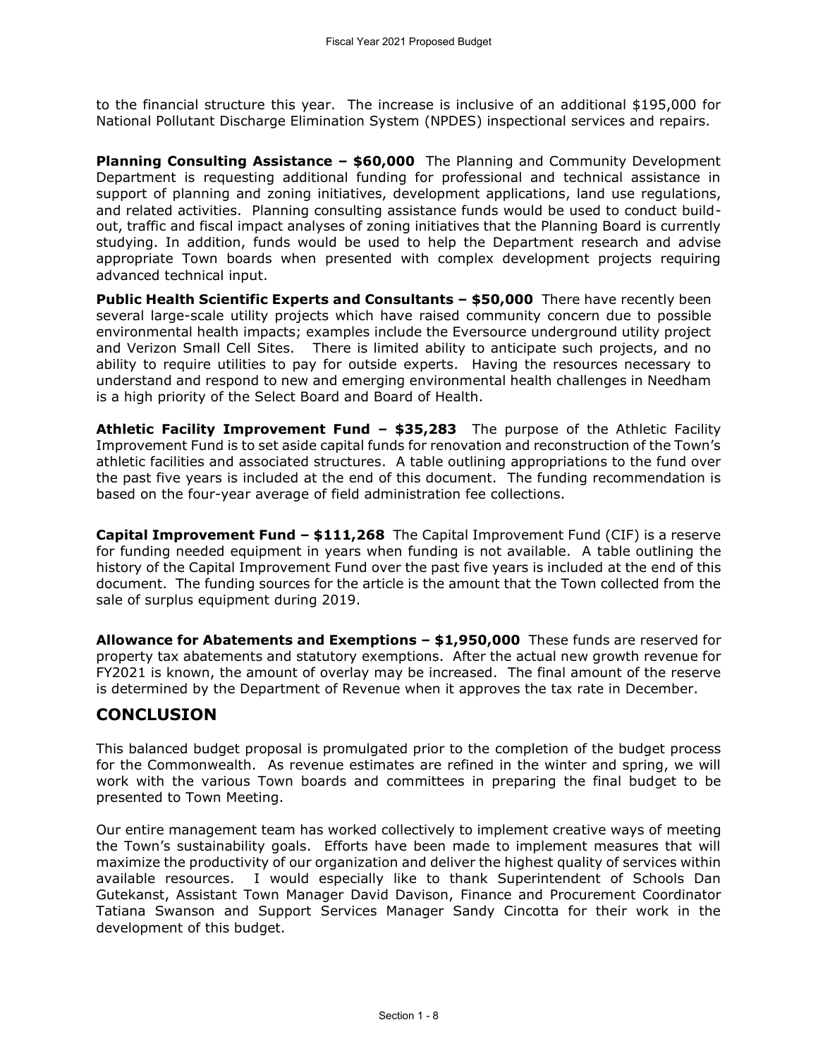to the financial structure this year. The increase is inclusive of an additional $195,000 for National Pollutant Discharge Elimination System (NPDES) inspectional services and repairs.

**Planning Consulting Assistance – $60,000** The Planning and Community Development Department is requesting additional funding for professional and technical assistance in support of planning and zoning initiatives, development applications, land use regulations, and related activities. Planning consulting assistance funds would be used to conduct build-out, traffic and fiscal impact analyses of zoning initiatives that the Planning Board is currently studying. In addition, funds would be used to help the Department research and advise appropriate Town boards when presented with complex development projects requiring advanced technical input.

**Public Health Scientific Experts and Consultants – $50,000** There have recently been several large-scale utility projects which have raised community concern due to possible environmental health impacts; examples include the Eversource underground utility project and Verizon Small Cell Sites. There is limited ability to anticipate such projects, and no ability to require utilities to pay for outside experts. Having the resources necessary to understand and respond to new and emerging environmental health challenges in Needham is a high priority of the Select Board and Board of Health.

**Athletic Facility Improvement Fund – $35,283** The purpose of the Athletic Facility Improvement Fund is to set aside capital funds for renovation and reconstruction of the Town's athletic facilities and associated structures. A table outlining appropriations to the fund over the past five years is included at the end of this document. The funding recommendation is based on the four-year average of field administration fee collections.

**Capital Improvement Fund – $111,268** The Capital Improvement Fund (CIF) is a reserve for funding needed equipment in years when funding is not available. A table outlining the history of the Capital Improvement Fund over the past five years is included at the end of this document. The funding sources for the article is the amount that the Town collected from the sale of surplus equipment during 2019.

**Allowance for Abatements and Exemptions – $1,950,000** These funds are reserved for property tax abatements and statutory exemptions. After the actual new growth revenue for FY2021 is known, the amount of overlay may be increased. The final amount of the reserve is determined by the Department of Revenue when it approves the tax rate in December.

## CONCLUSION

This balanced budget proposal is promulgated prior to the completion of the budget process for the Commonwealth. As revenue estimates are refined in the winter and spring, we will work with the various Town boards and committees in preparing the final budget to be presented to Town Meeting.

Our entire management team has worked collectively to implement creative ways of meeting the Town's sustainability goals. Efforts have been made to implement measures that will maximize the productivity of our organization and deliver the highest quality of services within available resources. I would especially like to thank Superintendent of Schools Dan Gutekanst, Assistant Town Manager David Davison, Finance and Procurement Coordinator Tatiana Swanson and Support Services Manager Sandy Cincotta for their work in the development of this budget.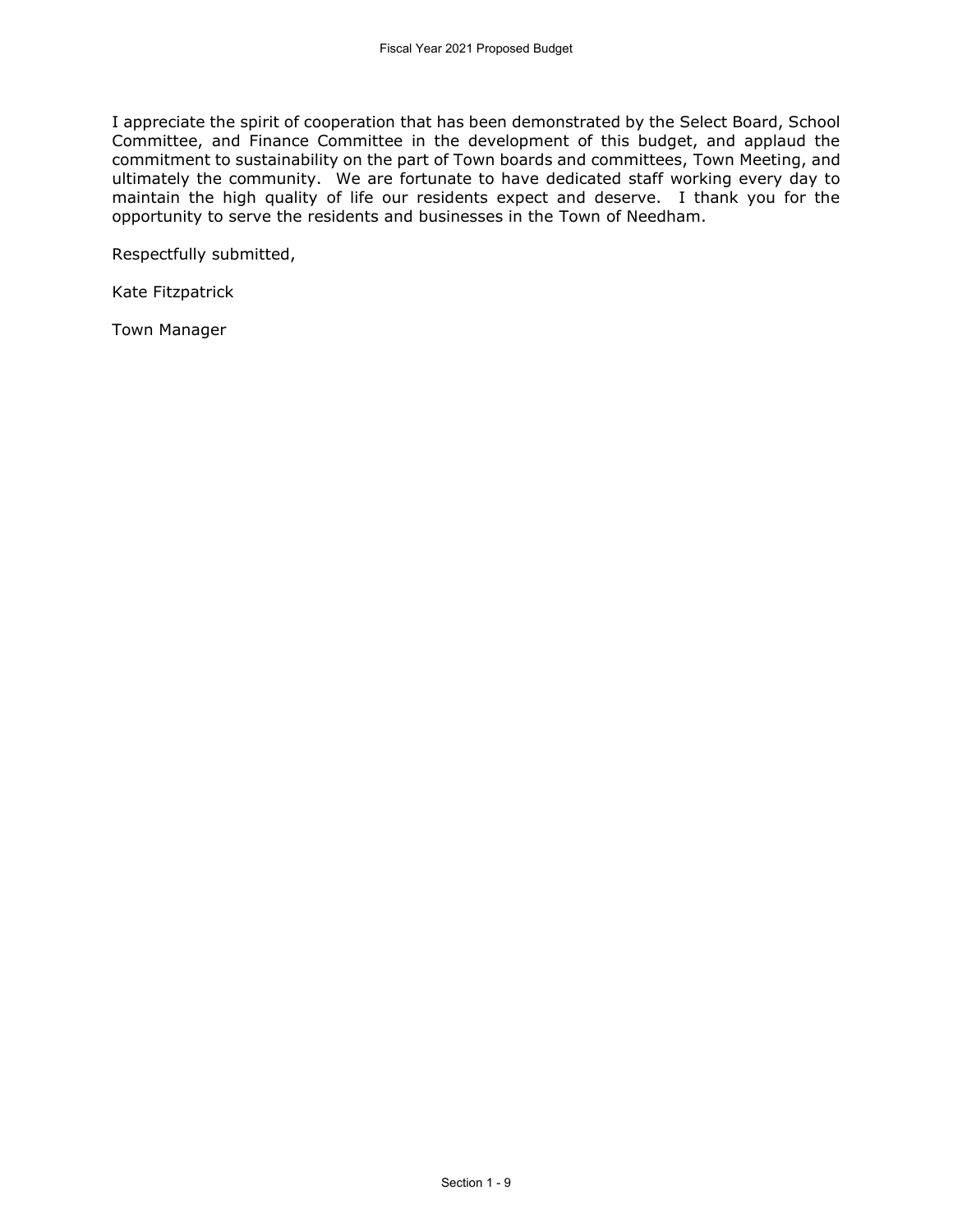I appreciate the spirit of cooperation that has been demonstrated by the Select Board, School Committee, and Finance Committee in the development of this budget, and applaud the commitment to sustainability on the part of Town boards and committees, Town Meeting, and ultimately the community. We are fortunate to have dedicated staff working every day to maintain the high quality of life our residents expect and deserve. I thank you for the opportunity to serve the residents and businesses in the Town of Needham.

Respectfully submitted,

Kate Fitzpatrick

Town Manager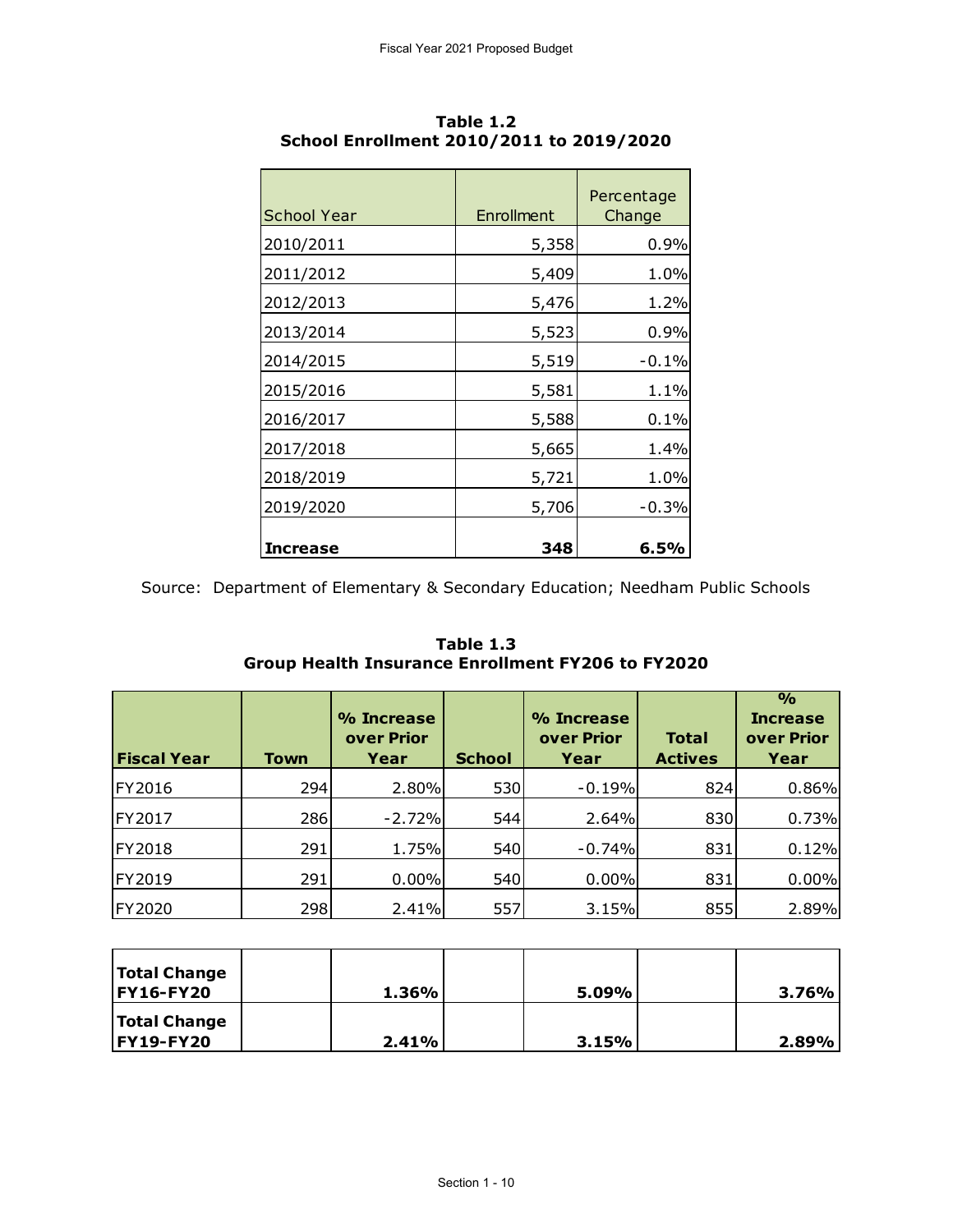**Table 1.2**
**School Enrollment 2010/2011 to 2019/2020**

| School Year | Enrollment | Percentage Change |
|---|---|---|
| 2010/2011 | 5,358 | 0.9% |
| 2011/2012 | 5,409 | 1.0% |
| 2012/2013 | 5,476 | 1.2% |
| 2013/2014 | 5,523 | 0.9% |
| 2014/2015 | 5,519 | -0.1% |
| 2015/2016 | 5,581 | 1.1% |
| 2016/2017 | 5,588 | 0.1% |
| 2017/2018 | 5,665 | 1.4% |
| 2018/2019 | 5,721 | 1.0% |
| 2019/2020 | 5,706 | -0.3% |
| **Increase** | **348** | **6.5%** |

Source: Department of Elementary & Secondary Education; Needham Public Schools

**Table 1.3**
**Group Health Insurance Enrollment FY206 to FY2020**

| Fiscal Year | Town | % Increase over Prior Year | School | % Increase over Prior Year | Total Actives | % Increase over Prior Year |
|---|---|---|---|---|---|---|
| FY2016 | 294 | 2.80% | 530 | -0.19% | 824 | 0.86% |
| FY2017 | 286 | -2.72% | 544 | 2.64% | 830 | 0.73% |
| FY2018 | 291 | 1.75% | 540 | -0.74% | 831 | 0.12% |
| FY2019 | 291 | 0.00% | 540 | 0.00% | 831 | 0.00% |
| FY2020 | 298 | 2.41% | 557 | 3.15% | 855 | 2.89% |
| **Total Change FY16-FY20** | | **1.36%** | | **5.09%** | | **3.76%** |
| **Total Change FY19-FY20** | | **2.41%** | | **3.15%** | | **2.89%** |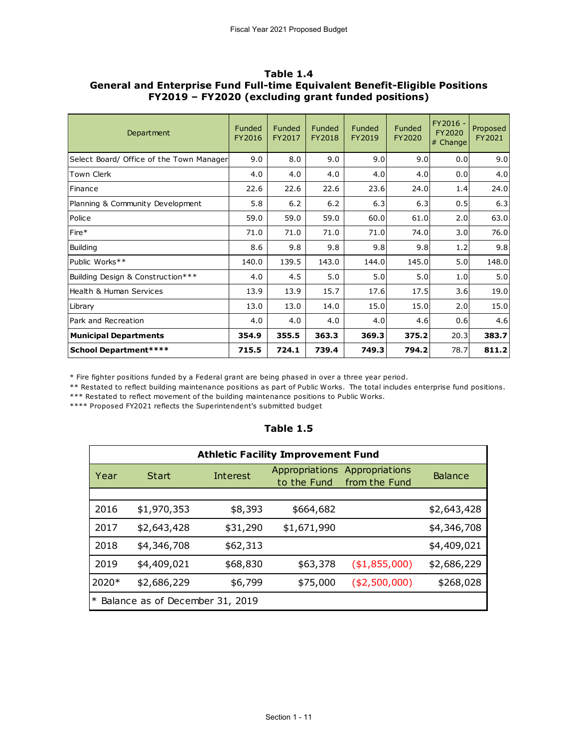### Table 1.4
### General and Enterprise Fund Full-time Equivalent Benefit-Eligible Positions FY2019 – FY2020 (excluding grant funded positions)

| Department | Funded FY2016 | Funded FY2017 | Funded FY2018 | Funded FY2019 | Funded FY2020 | FY2016 - FY2020 # Change | Proposed FY2021 |
|---|---|---|---|---|---|---|---|
| Select Board/ Office of the Town Manager | 9.0 | 8.0 | 9.0 | 9.0 | 9.0 | 0.0 | 9.0 |
| Town Clerk | 4.0 | 4.0 | 4.0 | 4.0 | 4.0 | 0.0 | 4.0 |
| Finance | 22.6 | 22.6 | 22.6 | 23.6 | 24.0 | 1.4 | 24.0 |
| Planning & Community Development | 5.8 | 6.2 | 6.2 | 6.3 | 6.3 | 0.5 | 6.3 |
| Police | 59.0 | 59.0 | 59.0 | 60.0 | 61.0 | 2.0 | 63.0 |
| Fire* | 71.0 | 71.0 | 71.0 | 71.0 | 74.0 | 3.0 | 76.0 |
| Building | 8.6 | 9.8 | 9.8 | 9.8 | 9.8 | 1.2 | 9.8 |
| Public Works** | 140.0 | 139.5 | 143.0 | 144.0 | 145.0 | 5.0 | 148.0 |
| Building Design & Construction*** | 4.0 | 4.5 | 5.0 | 5.0 | 5.0 | 1.0 | 5.0 |
| Health & Human Services | 13.9 | 13.9 | 15.7 | 17.6 | 17.5 | 3.6 | 19.0 |
| Library | 13.0 | 13.0 | 14.0 | 15.0 | 15.0 | 2.0 | 15.0 |
| Park and Recreation | 4.0 | 4.0 | 4.0 | 4.0 | 4.6 | 0.6 | 4.6 |
| **Municipal Departments** | **354.9** | **355.5** | **363.3** | **369.3** | **375.2** | 20.3 | **383.7** |
| **School Department****** | **715.5** | **724.1** | **739.4** | **749.3** | **794.2** | 78.7 | **811.2** |

* Fire fighter positions funded by a Federal grant are being phased in over a three year period.
** Restated to reflect building maintenance positions as part of Public Works. The total includes enterprise fund positions.
*** Restated to reflect movement of the building maintenance positions to Public Works.
**** Proposed FY2021 reflects the Superintendent's submitted budget

### Table 1.5

| Athletic Facility Improvement Fund | | | | | |
|---|---|---|---|---|---|
| Year | Start | Interest | Appropriations to the Fund | Appropriations from the Fund | Balance |
| 2016 | $1,970,353 | $8,393 | $664,682 | | $2,643,428 |
| 2017 | $2,643,428 | $31,290 | $1,671,990 | | $4,346,708 |
| 2018 | $4,346,708 | $62,313 | | | $4,409,021 |
| 2019 | $4,409,021 | $68,830 | $63,378 | ($1,855,000) | $2,686,229 |
| 2020* | $2,686,229 | $6,799 | $75,000 | ($2,500,000) | $268,028 |

* Balance as of December 31, 2019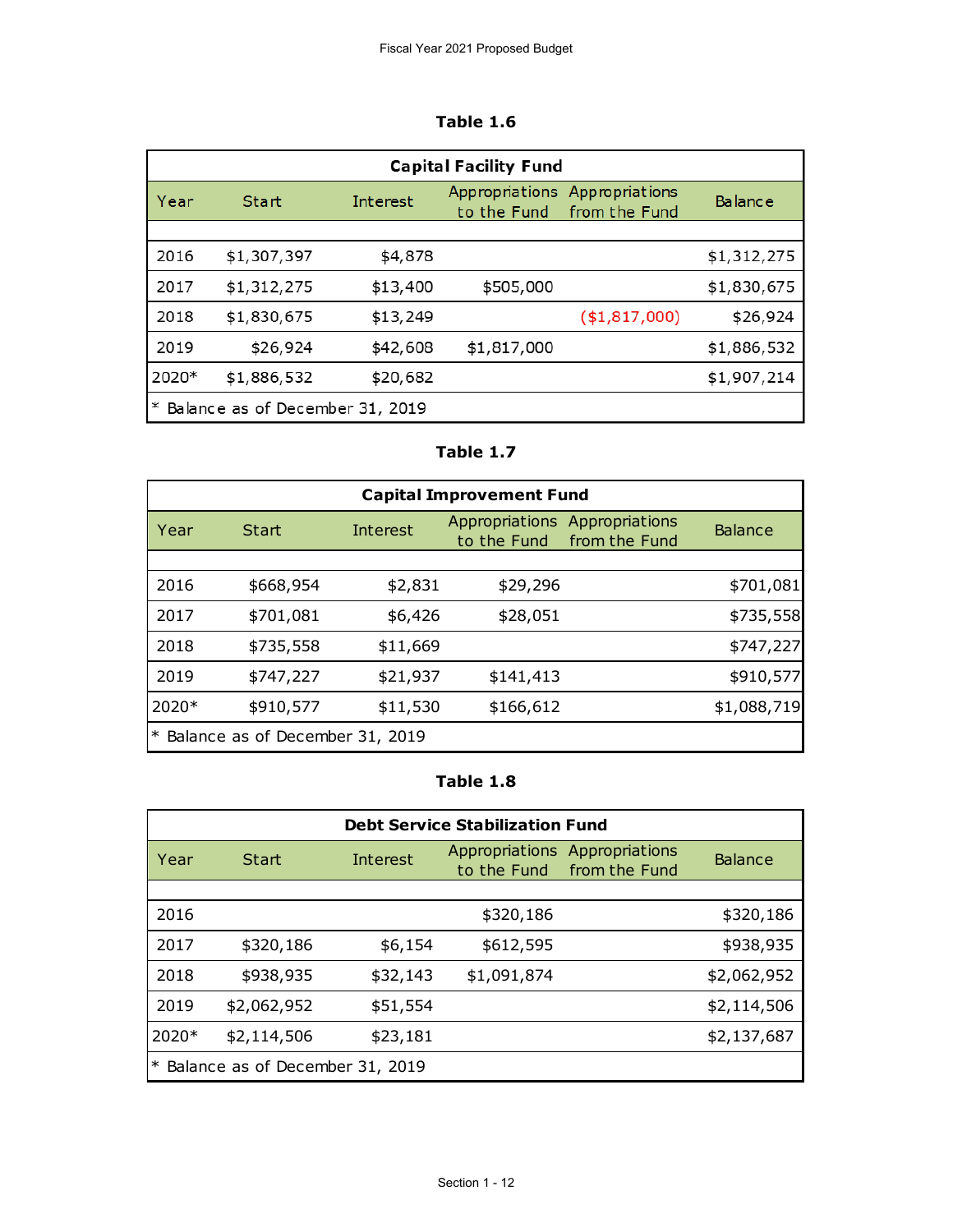### Table 1.6

| Capital Facility Fund | | | | | |
|---|---|---|---|---|---|
| Year | Start | Interest | Appropriations to the Fund | Appropriations from the Fund | Balance |
| | | | | | |
| 2016 | $1,307,397 | $4,878 | | | $1,312,275 |
| 2017 | $1,312,275 | $13,400 | $505,000 | | $1,830,675 |
| 2018 | $1,830,675 | $13,249 | | ($1,817,000) | $26,924 |
| 2019 | $26,924 | $42,608 | $1,817,000 | | $1,886,532 |
| 2020* | $1,886,532 | $20,682 | | | $1,907,214 |
| * Balance as of December 31, 2019 | | | | | |

### Table 1.7

| Capital Improvement Fund | | | | | |
|---|---|---|---|---|---|
| Year | Start | Interest | Appropriations to the Fund | Appropriations from the Fund | Balance |
| | | | | | |
| 2016 | $668,954 | $2,831 | $29,296 | | $701,081 |
| 2017 | $701,081 | $6,426 | $28,051 | | $735,558 |
| 2018 | $735,558 | $11,669 | | | $747,227 |
| 2019 | $747,227 | $21,937 | $141,413 | | $910,577 |
| 2020* | $910,577 | $11,530 | $166,612 | | $1,088,719 |
| * Balance as of December 31, 2019 | | | | | |

### Table 1.8

| Debt Service Stabilization Fund | | | | | |
|---|---|---|---|---|---|
| Year | Start | Interest | Appropriations to the Fund | Appropriations from the Fund | Balance |
| | | | | | |
| 2016 | | | $320,186 | | $320,186 |
| 2017 | $320,186 | $6,154 | $612,595 | | $938,935 |
| 2018 | $938,935 | $32,143 | $1,091,874 | | $2,062,952 |
| 2019 | $2,062,952 | $51,554 | | | $2,114,506 |
| 2020* | $2,114,506 | $23,181 | | | $2,137,687 |
| * Balance as of December 31, 2019 | | | | | |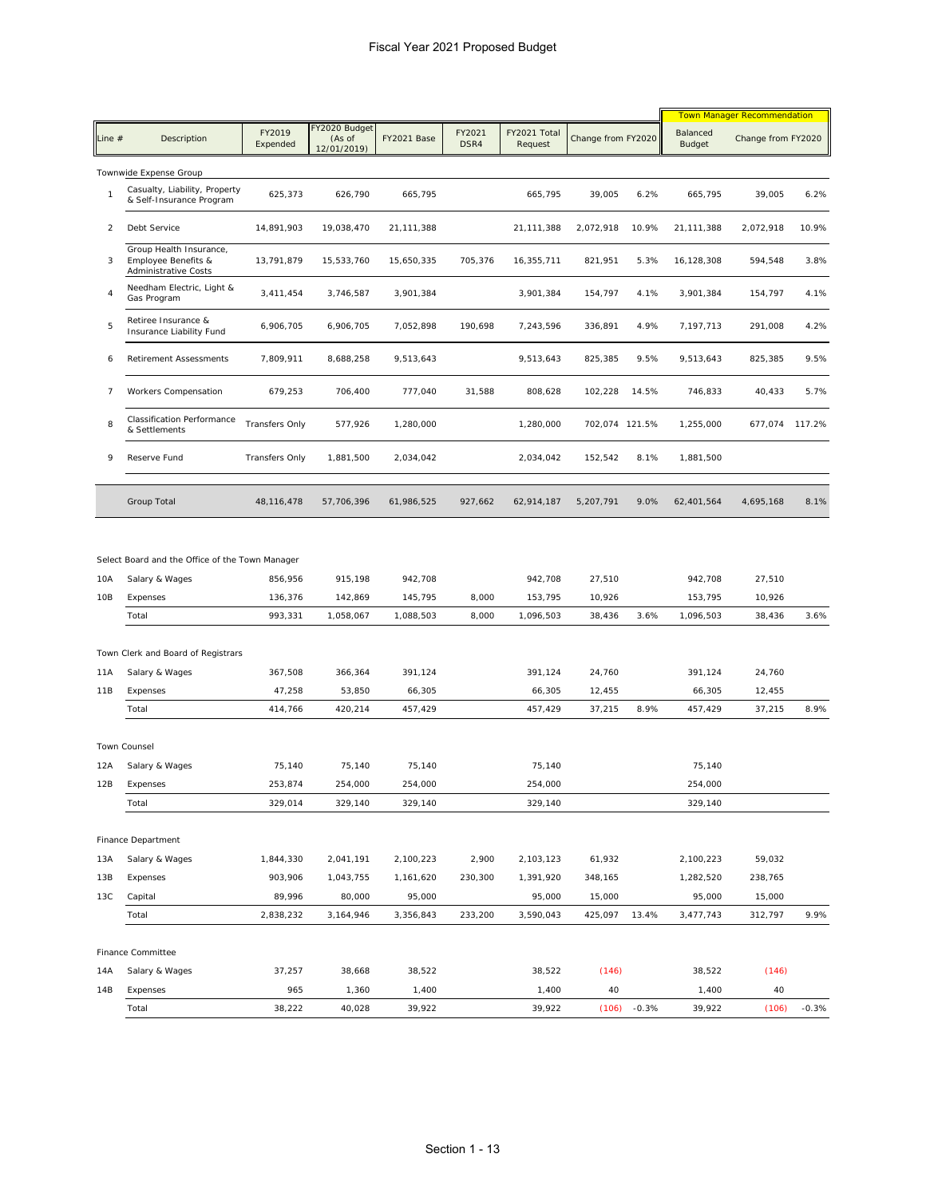# Fiscal Year 2021 Proposed Budget

| Line # | Description | FY2019 Expended | FY2020 Budget (As of 12/01/2019) | FY2021 Base | FY2021 DSR4 | FY2021 Total Request | Change from FY2020 | | Town Manager Recommendation Balanced Budget | Change from FY2020 | |
|---|---|---|---|---|---|---|---|---|---|---|---|
| | **Townwide Expense Group** | | | | | | | | | | |
| 1 | Casualty, Liability, Property & Self-Insurance Program | 625,373 | 626,790 | 665,795 | | 665,795 | 39,005 | 6.2% | 665,795 | 39,005 | 6.2% |
| 2 | Debt Service | 14,891,903 | 19,038,470 | 21,111,388 | | 21,111,388 | 2,072,918 | 10.9% | 21,111,388 | 2,072,918 | 10.9% |
| 3 | Group Health Insurance, Employee Benefits & Administrative Costs | 13,791,879 | 15,533,760 | 15,650,335 | 705,376 | 16,355,711 | 821,951 | 5.3% | 16,128,308 | 594,548 | 3.8% |
| 4 | Needham Electric, Light & Gas Program | 3,411,454 | 3,746,587 | 3,901,384 | | 3,901,384 | 154,797 | 4.1% | 3,901,384 | 154,797 | 4.1% |
| 5 | Retiree Insurance & Insurance Liability Fund | 6,906,705 | 6,906,705 | 7,052,898 | 190,698 | 7,243,596 | 336,891 | 4.9% | 7,197,713 | 291,008 | 4.2% |
| 6 | Retirement Assessments | 7,809,911 | 8,688,258 | 9,513,643 | | 9,513,643 | 825,385 | 9.5% | 9,513,643 | 825,385 | 9.5% |
| 7 | Workers Compensation | 679,253 | 706,400 | 777,040 | 31,588 | 808,628 | 102,228 | 14.5% | 746,833 | 40,433 | 5.7% |
| 8 | Classification Performance & Settlements | Transfers Only | 577,926 | 1,280,000 | | 1,280,000 | 702,074 | 121.5% | 1,255,000 | 677,074 | 117.2% |
| 9 | Reserve Fund | Transfers Only | 1,881,500 | 2,034,042 | | 2,034,042 | 152,542 | 8.1% | 1,881,500 | | |
| | Group Total | 48,116,478 | 57,706,396 | 61,986,525 | 927,662 | 62,914,187 | 5,207,791 | 9.0% | 62,401,564 | 4,695,168 | 8.1% |
| | **Select Board and the Office of the Town Manager** | | | | | | | | | | |
| 10A | Salary & Wages | 856,956 | 915,198 | 942,708 | | 942,708 | 27,510 | | 942,708 | 27,510 | |
| 10B | Expenses | 136,376 | 142,869 | 145,795 | 8,000 | 153,795 | 10,926 | | 153,795 | 10,926 | |
| | Total | 993,331 | 1,058,067 | 1,088,503 | 8,000 | 1,096,503 | 38,436 | 3.6% | 1,096,503 | 38,436 | 3.6% |
| | **Town Clerk and Board of Registrars** | | | | | | | | | | |
| 11A | Salary & Wages | 367,508 | 366,364 | 391,124 | | 391,124 | 24,760 | | 391,124 | 24,760 | |
| 11B | Expenses | 47,258 | 53,850 | 66,305 | | 66,305 | 12,455 | | 66,305 | 12,455 | |
| | Total | 414,766 | 420,214 | 457,429 | | 457,429 | 37,215 | 8.9% | 457,429 | 37,215 | 8.9% |
| | **Town Counsel** | | | | | | | | | | |
| 12A | Salary & Wages | 75,140 | 75,140 | 75,140 | | 75,140 | | | 75,140 | | |
| 12B | Expenses | 253,874 | 254,000 | 254,000 | | 254,000 | | | 254,000 | | |
| | Total | 329,014 | 329,140 | 329,140 | | 329,140 | | | 329,140 | | |
| | **Finance Department** | | | | | | | | | | |
| 13A | Salary & Wages | 1,844,330 | 2,041,191 | 2,100,223 | 2,900 | 2,103,123 | 61,932 | | 2,100,223 | 59,032 | |
| 13B | Expenses | 903,906 | 1,043,755 | 1,161,620 | 230,300 | 1,391,920 | 348,165 | | 1,282,520 | 238,765 | |
| 13C | Capital | 89,996 | 80,000 | 95,000 | | 95,000 | 15,000 | | 95,000 | 15,000 | |
| | Total | 2,838,232 | 3,164,946 | 3,356,843 | 233,200 | 3,590,043 | 425,097 | 13.4% | 3,477,743 | 312,797 | 9.9% |
| | **Finance Committee** | | | | | | | | | | |
| 14A | Salary & Wages | 37,257 | 38,668 | 38,522 | | 38,522 | (146) | | 38,522 | (146) | |
| 14B | Expenses | 965 | 1,360 | 1,400 | | 1,400 | 40 | | 1,400 | 40 | |
| | Total | 38,222 | 40,028 | 39,922 | | 39,922 | (106) | -0.3% | 39,922 | (106) | -0.3% |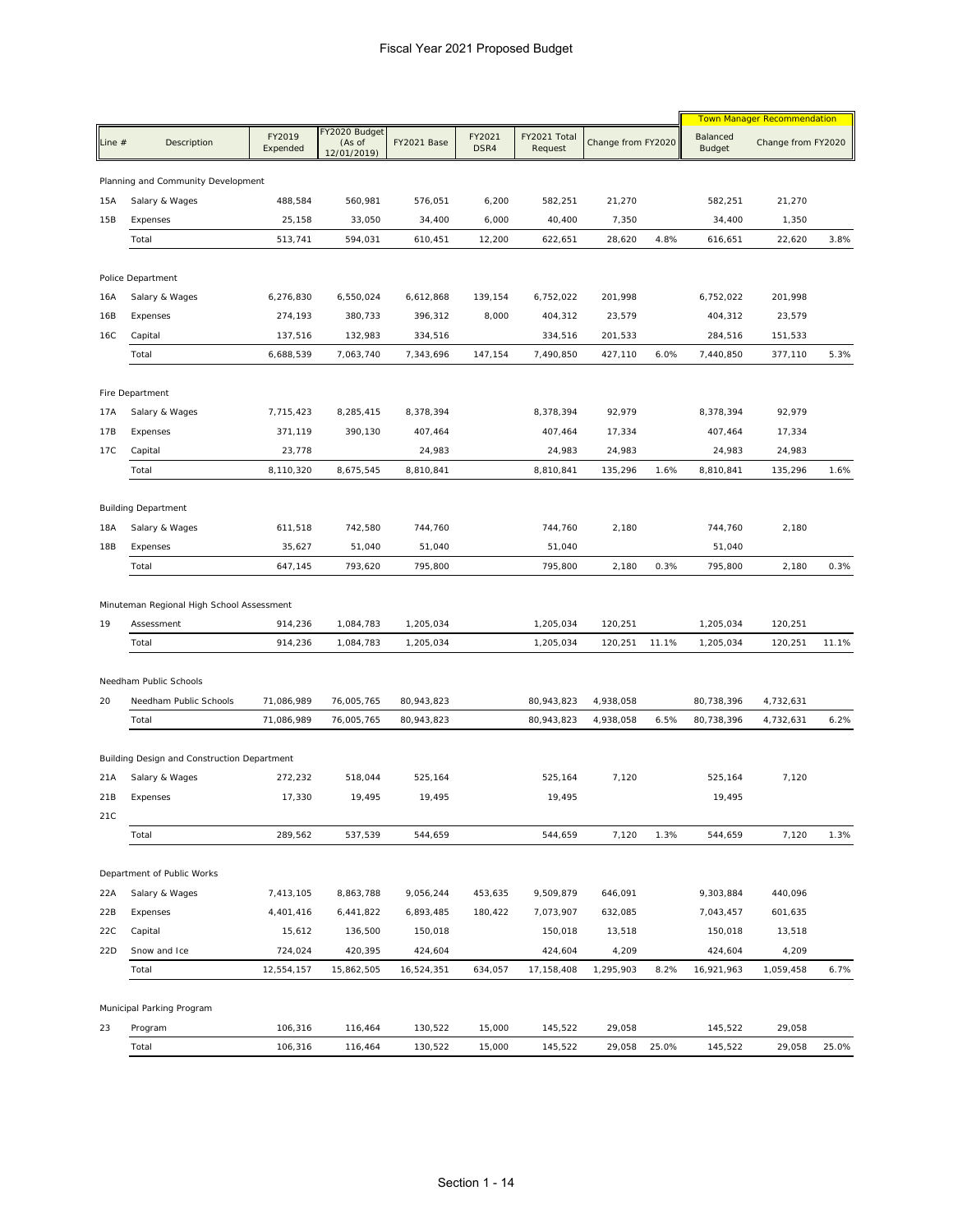# Fiscal Year 2021 Proposed Budget

| Line # | Description | FY2019 Expended | FY2020 Budget (As of 12/01/2019) | FY2021 Base | FY2021 DSR4 | FY2021 Total Request | Change from FY2020 | | Town Manager Recommendation Balanced Budget | Change from FY2020 | |
|---|---|---|---|---|---|---|---|---|---|---|---|
| | Planning and Community Development | | | | | | | | | | |
| 15A | Salary & Wages | 488,584 | 560,981 | 576,051 | 6,200 | 582,251 | 21,270 | | 582,251 | 21,270 | |
| 15B | Expenses | 25,158 | 33,050 | 34,400 | 6,000 | 40,400 | 7,350 | | 34,400 | 1,350 | |
| | Total | 513,741 | 594,031 | 610,451 | 12,200 | 622,651 | 28,620 | 4.8% | 616,651 | 22,620 | 3.8% |
| | Police Department | | | | | | | | | | |
| 16A | Salary & Wages | 6,276,830 | 6,550,024 | 6,612,868 | 139,154 | 6,752,022 | 201,998 | | 6,752,022 | 201,998 | |
| 16B | Expenses | 274,193 | 380,733 | 396,312 | 8,000 | 404,312 | 23,579 | | 404,312 | 23,579 | |
| 16C | Capital | 137,516 | 132,983 | 334,516 | | 334,516 | 201,533 | | 284,516 | 151,533 | |
| | Total | 6,688,539 | 7,063,740 | 7,343,696 | 147,154 | 7,490,850 | 427,110 | 6.0% | 7,440,850 | 377,110 | 5.3% |
| | Fire Department | | | | | | | | | | |
| 17A | Salary & Wages | 7,715,423 | 8,285,415 | 8,378,394 | | 8,378,394 | 92,979 | | 8,378,394 | 92,979 | |
| 17B | Expenses | 371,119 | 390,130 | 407,464 | | 407,464 | 17,334 | | 407,464 | 17,334 | |
| 17C | Capital | 23,778 | | 24,983 | | 24,983 | 24,983 | | 24,983 | 24,983 | |
| | Total | 8,110,320 | 8,675,545 | 8,810,841 | | 8,810,841 | 135,296 | 1.6% | 8,810,841 | 135,296 | 1.6% |
| | Building Department | | | | | | | | | | |
| 18A | Salary & Wages | 611,518 | 742,580 | 744,760 | | 744,760 | 2,180 | | 744,760 | 2,180 | |
| 18B | Expenses | 35,627 | 51,040 | 51,040 | | 51,040 | | | 51,040 | | |
| | Total | 647,145 | 793,620 | 795,800 | | 795,800 | 2,180 | 0.3% | 795,800 | 2,180 | 0.3% |
| | Minuteman Regional High School Assessment | | | | | | | | | | |
| 19 | Assessment | 914,236 | 1,084,783 | 1,205,034 | | 1,205,034 | 120,251 | | 1,205,034 | 120,251 | |
| | Total | 914,236 | 1,084,783 | 1,205,034 | | 1,205,034 | 120,251 | 11.1% | 1,205,034 | 120,251 | 11.1% |
| | Needham Public Schools | | | | | | | | | | |
| 20 | Needham Public Schools | 71,086,989 | 76,005,765 | 80,943,823 | | 80,943,823 | 4,938,058 | | 80,738,396 | 4,732,631 | |
| | Total | 71,086,989 | 76,005,765 | 80,943,823 | | 80,943,823 | 4,938,058 | 6.5% | 80,738,396 | 4,732,631 | 6.2% |
| | Building Design and Construction Department | | | | | | | | | | |
| 21A | Salary & Wages | 272,232 | 518,044 | 525,164 | | 525,164 | 7,120 | | 525,164 | 7,120 | |
| 21B | Expenses | 17,330 | 19,495 | 19,495 | | 19,495 | | | 19,495 | | |
| 21C | | | | | | | | | | | |
| | Total | 289,562 | 537,539 | 544,659 | | 544,659 | 7,120 | 1.3% | 544,659 | 7,120 | 1.3% |
| | Department of Public Works | | | | | | | | | | |
| 22A | Salary & Wages | 7,413,105 | 8,863,788 | 9,056,244 | 453,635 | 9,509,879 | 646,091 | | 9,303,884 | 440,096 | |
| 22B | Expenses | 4,401,416 | 6,441,822 | 6,893,485 | 180,422 | 7,073,907 | 632,085 | | 7,043,457 | 601,635 | |
| 22C | Capital | 15,612 | 136,500 | 150,018 | | 150,018 | 13,518 | | 150,018 | 13,518 | |
| 22D | Snow and Ice | 724,024 | 420,395 | 424,604 | | 424,604 | 4,209 | | 424,604 | 4,209 | |
| | Total | 12,554,157 | 15,862,505 | 16,524,351 | 634,057 | 17,158,408 | 1,295,903 | 8.2% | 16,921,963 | 1,059,458 | 6.7% |
| | Municipal Parking Program | | | | | | | | | | |
| 23 | Program | 106,316 | 116,464 | 130,522 | 15,000 | 145,522 | 29,058 | | 145,522 | 29,058 | |
| | Total | 106,316 | 116,464 | 130,522 | 15,000 | 145,522 | 29,058 | 25.0% | 145,522 | 29,058 | 25.0% |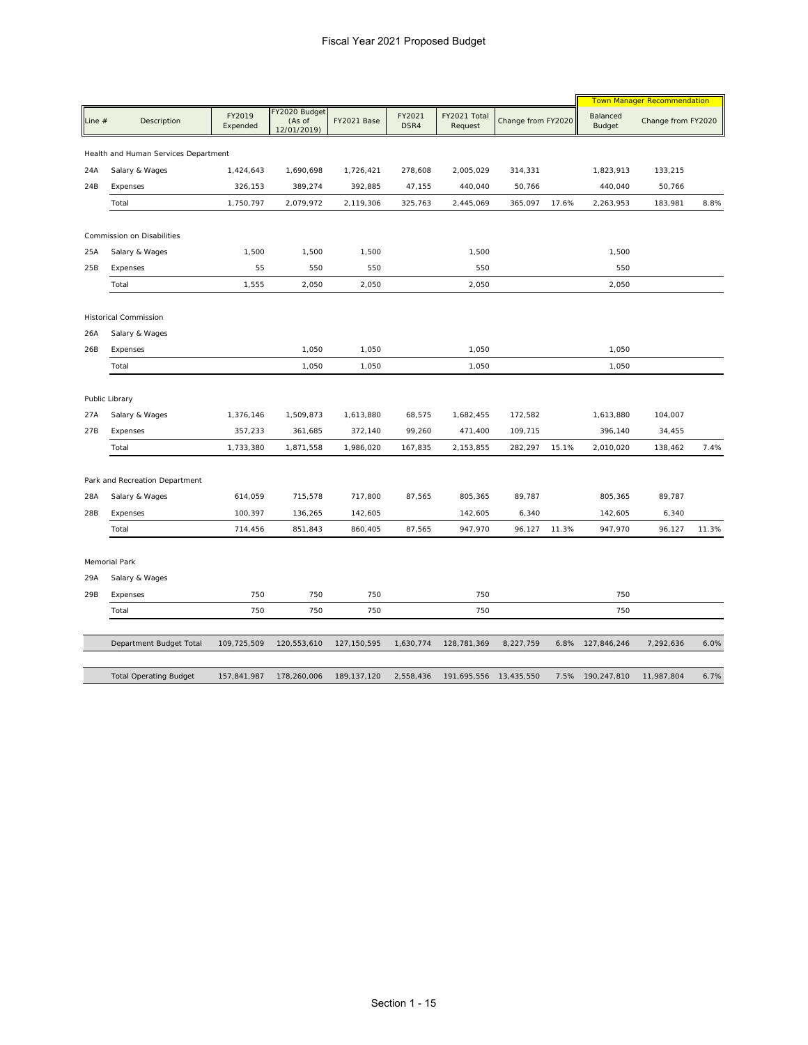# Fiscal Year 2021 Proposed Budget

| Line # | Description | FY2019 Expended | FY2020 Budget (As of 12/01/2019) | FY2021 Base | FY2021 DSR4 | FY2021 Total Request | Change from FY2020 | | Town Manager Recommendation | | |
|---|---|---|---|---|---|---|---|---|---|---|---|
| | | | | | | | | | Balanced Budget | Change from FY2020 | |
| | Health and Human Services Department | | | | | | | | | | |
| 24A | Salary & Wages | 1,424,643 | 1,690,698 | 1,726,421 | 278,608 | 2,005,029 | 314,331 | | 1,823,913 | 133,215 | |
| 24B | Expenses | 326,153 | 389,274 | 392,885 | 47,155 | 440,040 | 50,766 | | 440,040 | 50,766 | |
| | Total | 1,750,797 | 2,079,972 | 2,119,306 | 325,763 | 2,445,069 | 365,097 | 17.6% | 2,263,953 | 183,981 | 8.8% |
| | Commission on Disabilities | | | | | | | | | | |
| 25A | Salary & Wages | 1,500 | 1,500 | 1,500 | | 1,500 | | | 1,500 | | |
| 25B | Expenses | 55 | 550 | 550 | | 550 | | | 550 | | |
| | Total | 1,555 | 2,050 | 2,050 | | 2,050 | | | 2,050 | | |
| | Historical Commission | | | | | | | | | | |
| 26A | Salary & Wages | | | | | | | | | | |
| 26B | Expenses | | 1,050 | 1,050 | | 1,050 | | | 1,050 | | |
| | Total | | 1,050 | 1,050 | | 1,050 | | | 1,050 | | |
| | Public Library | | | | | | | | | | |
| 27A | Salary & Wages | 1,376,146 | 1,509,873 | 1,613,880 | 68,575 | 1,682,455 | 172,582 | | 1,613,880 | 104,007 | |
| 27B | Expenses | 357,233 | 361,685 | 372,140 | 99,260 | 471,400 | 109,715 | | 396,140 | 34,455 | |
| | Total | 1,733,380 | 1,871,558 | 1,986,020 | 167,835 | 2,153,855 | 282,297 | 15.1% | 2,010,020 | 138,462 | 7.4% |
| | Park and Recreation Department | | | | | | | | | | |
| 28A | Salary & Wages | 614,059 | 715,578 | 717,800 | 87,565 | 805,365 | 89,787 | | 805,365 | 89,787 | |
| 28B | Expenses | 100,397 | 136,265 | 142,605 | | 142,605 | 6,340 | | 142,605 | 6,340 | |
| | Total | 714,456 | 851,843 | 860,405 | 87,565 | 947,970 | 96,127 | 11.3% | 947,970 | 96,127 | 11.3% |
| | Memorial Park | | | | | | | | | | |
| 29A | Salary & Wages | | | | | | | | | | |
| 29B | Expenses | 750 | 750 | 750 | | 750 | | | 750 | | |
| | Total | 750 | 750 | 750 | | 750 | | | 750 | | |
| | Department Budget Total | 109,725,509 | 120,553,610 | 127,150,595 | 1,630,774 | 128,781,369 | 8,227,759 | 6.8% | 127,846,246 | 7,292,636 | 6.0% |
| | Total Operating Budget | 157,841,987 | 178,260,006 | 189,137,120 | 2,558,436 | 191,695,556 | 13,435,550 | 7.5% | 190,247,810 | 11,987,804 | 6.7% |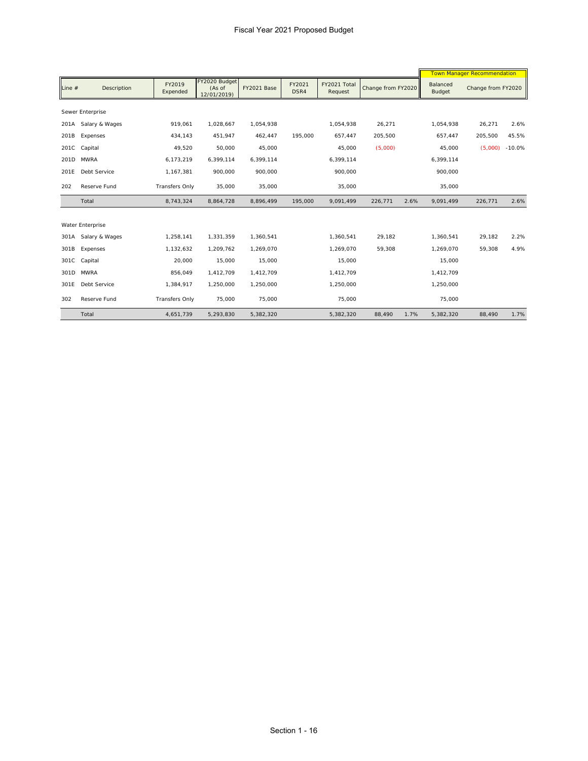# Fiscal Year 2021 Proposed Budget

| Line # | Description | FY2019 Expended | FY2020 Budget (As of 12/01/2019) | FY2021 Base | FY2021 DSR4 | FY2021 Total Request | Change from FY2020 | | Town Manager Recommendation Balanced Budget | Change from FY2020 | |
|---|---|---|---|---|---|---|---|---|---|---|---|
| | Sewer Enterprise | | | | | | | | | | |
| 201A | Salary & Wages | 919,061 | 1,028,667 | 1,054,938 | | 1,054,938 | 26,271 | | 1,054,938 | 26,271 | 2.6% |
| 201B | Expenses | 434,143 | 451,947 | 462,447 | 195,000 | 657,447 | 205,500 | | 657,447 | 205,500 | 45.5% |
| 201C | Capital | 49,520 | 50,000 | 45,000 | | 45,000 | (5,000) | | 45,000 | (5,000) | -10.0% |
| 201D | MWRA | 6,173,219 | 6,399,114 | 6,399,114 | | 6,399,114 | | | 6,399,114 | | |
| 201E | Debt Service | 1,167,381 | 900,000 | 900,000 | | 900,000 | | | 900,000 | | |
| 202 | Reserve Fund | Transfers Only | 35,000 | 35,000 | | 35,000 | | | 35,000 | | |
| | Total | 8,743,324 | 8,864,728 | 8,896,499 | 195,000 | 9,091,499 | 226,771 | 2.6% | 9,091,499 | 226,771 | 2.6% |
| | Water Enterprise | | | | | | | | | | |
| 301A | Salary & Wages | 1,258,141 | 1,331,359 | 1,360,541 | | 1,360,541 | 29,182 | | 1,360,541 | 29,182 | 2.2% |
| 301B | Expenses | 1,132,632 | 1,209,762 | 1,269,070 | | 1,269,070 | 59,308 | | 1,269,070 | 59,308 | 4.9% |
| 301C | Capital | 20,000 | 15,000 | 15,000 | | 15,000 | | | 15,000 | | |
| 301D | MWRA | 856,049 | 1,412,709 | 1,412,709 | | 1,412,709 | | | 1,412,709 | | |
| 301E | Debt Service | 1,384,917 | 1,250,000 | 1,250,000 | | 1,250,000 | | | 1,250,000 | | |
| 302 | Reserve Fund | Transfers Only | 75,000 | 75,000 | | 75,000 | | | 75,000 | | |
| | Total | 4,651,739 | 5,293,830 | 5,382,320 | | 5,382,320 | 88,490 | 1.7% | 5,382,320 | 88,490 | 1.7% |